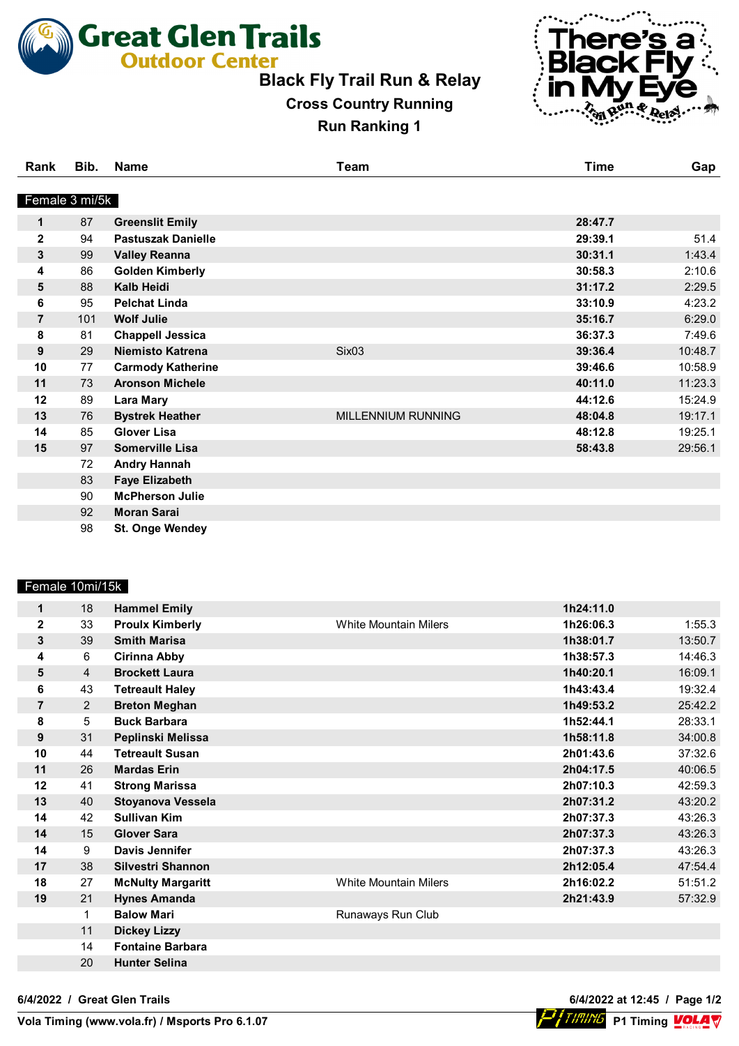# Great Glen Trails Outdoor Center

## Black Fly Trail Run & Relay

### Cross Country Running

### Run Ranking 1

**Female 3 mi/5k**

| Rank | Bib. | Name | Team | Time | Gap |
|---|---|---|---|---|---|
| 1 | 87 | Greenslit Emily | | 28:47.7 | |
| 2 | 94 | Pastuszak Danielle | | 29:39.1 | 51.4 |
| 3 | 99 | Valley Reanna | | 30:31.1 | 1:43.4 |
| 4 | 86 | Golden Kimberly | | 30:58.3 | 2:10.6 |
| 5 | 88 | Kalb Heidi | | 31:17.2 | 2:29.5 |
| 6 | 95 | Pelchat Linda | | 33:10.9 | 4:23.2 |
| 7 | 101 | Wolf Julie | | 35:16.7 | 6:29.0 |
| 8 | 81 | Chappell Jessica | | 36:37.3 | 7:49.6 |
| 9 | 29 | Niemisto Katrena | Six03 | 39:36.4 | 10:48.7 |
| 10 | 77 | Carmody Katherine | | 39:46.6 | 10:58.9 |
| 11 | 73 | Aronson Michele | | 40:11.0 | 11:23.3 |
| 12 | 89 | Lara Mary | | 44:12.6 | 15:24.9 |
| 13 | 76 | Bystrek Heather | MILLENNIUM RUNNING | 48:04.8 | 19:17.1 |
| 14 | 85 | Glover Lisa | | 48:12.8 | 19:25.1 |
| 15 | 97 | Somerville Lisa | | 58:43.8 | 29:56.1 |
| | 72 | Andry Hannah | | | |
| | 83 | Faye Elizabeth | | | |
| | 90 | McPherson Julie | | | |
| | 92 | Moran Sarai | | | |
| | 98 | St. Onge Wendey | | | |

**Female 10mi/15k**

| Rank | Bib. | Name | Team | Time | Gap |
|---|---|---|---|---|---|
| 1 | 18 | Hammel Emily | | 1h24:11.0 | |
| 2 | 33 | Proulx Kimberly | White Mountain Milers | 1h26:06.3 | 1:55.3 |
| 3 | 39 | Smith Marisa | | 1h38:01.7 | 13:50.7 |
| 4 | 6 | Cirinna Abby | | 1h38:57.3 | 14:46.3 |
| 5 | 4 | Brockett Laura | | 1h40:20.1 | 16:09.1 |
| 6 | 43 | Tetreault Haley | | 1h43:43.4 | 19:32.4 |
| 7 | 2 | Breton Meghan | | 1h49:53.2 | 25:42.2 |
| 8 | 5 | Buck Barbara | | 1h52:44.1 | 28:33.1 |
| 9 | 31 | Peplinski Melissa | | 1h58:11.8 | 34:00.8 |
| 10 | 44 | Tetreault Susan | | 2h01:43.6 | 37:32.6 |
| 11 | 26 | Mardas Erin | | 2h04:17.5 | 40:06.5 |
| 12 | 41 | Strong Marissa | | 2h07:10.3 | 42:59.3 |
| 13 | 40 | Stoyanova Vessela | | 2h07:31.2 | 43:20.2 |
| 14 | 42 | Sullivan Kim | | 2h07:37.3 | 43:26.3 |
| 14 | 15 | Glover Sara | | 2h07:37.3 | 43:26.3 |
| 14 | 9 | Davis Jennifer | | 2h07:37.3 | 43:26.3 |
| 17 | 38 | Silvestri Shannon | | 2h12:05.4 | 47:54.4 |
| 18 | 27 | McNulty Margaritt | White Mountain Milers | 2h16:02.2 | 51:51.2 |
| 19 | 21 | Hynes Amanda | | 2h21:43.9 | 57:32.9 |
| | 1 | Balow Mari | Runaways Run Club | | |
| | 11 | Dickey Lizzy | | | |
| | 14 | Fontaine Barbara | | | |
| | 20 | Hunter Selina | | | |

6/4/2022 / Great Glen Trails — 6/4/2022 at 12:45

Vola Timing (www.vola.fr) / Msports Pro 6.1.07 — P1 Timing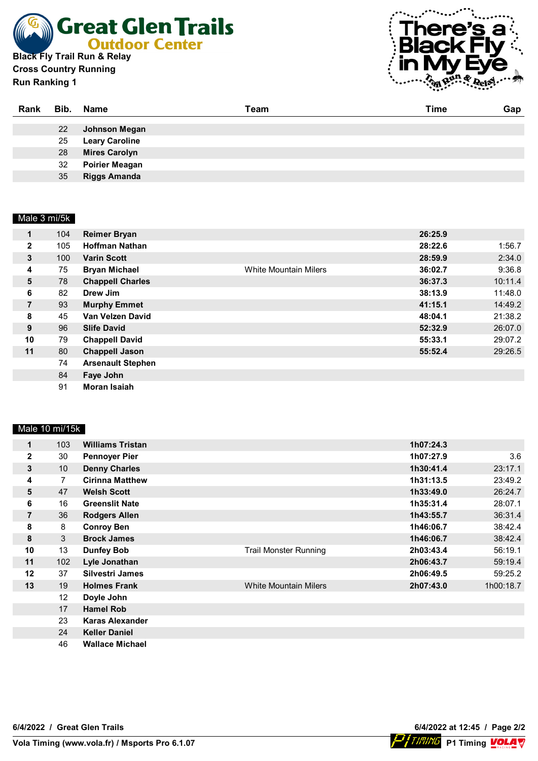Black Fly Trail Run & Relay
Cross Country Running
Run Ranking 1

| Rank | Bib. | Name | Team | Time | Gap |
|---|---|---|---|---|---|
| | 22 | **Johnson Megan** | | | |
| | 25 | **Leary Caroline** | | | |
| | 28 | **Mires Carolyn** | | | |
| | 32 | **Poirier Meagan** | | | |
| | 35 | **Riggs Amanda** | | | |

## Male 3 mi/5k

| Rank | Bib. | Name | Team | Time | Gap |
|---|---|---|---|---|---|
| **1** | 104 | **Reimer Bryan** | | **26:25.9** | |
| **2** | 105 | **Hoffman Nathan** | | **28:22.6** | 1:56.7 |
| **3** | 100 | **Varin Scott** | | **28:59.9** | 2:34.0 |
| **4** | 75 | **Bryan Michael** | White Mountain Milers | **36:02.7** | 9:36.8 |
| **5** | 78 | **Chappell Charles** | | **36:37.3** | 10:11.4 |
| **6** | 82 | **Drew Jim** | | **38:13.9** | 11:48.0 |
| **7** | 93 | **Murphy Emmet** | | **41:15.1** | 14:49.2 |
| **8** | 45 | **Van Velzen David** | | **48:04.1** | 21:38.2 |
| **9** | 96 | **Slife David** | | **52:32.9** | 26:07.0 |
| **10** | 79 | **Chappell David** | | **55:33.1** | 29:07.2 |
| **11** | 80 | **Chappell Jason** | | **55:52.4** | 29:26.5 |
| | 74 | **Arsenault Stephen** | | | |
| | 84 | **Faye John** | | | |
| | 91 | **Moran Isaiah** | | | |

## Male 10 mi/15k

| Rank | Bib. | Name | Team | Time | Gap |
|---|---|---|---|---|---|
| **1** | 103 | **Williams Tristan** | | **1h07:24.3** | |
| **2** | 30 | **Pennoyer Pier** | | **1h07:27.9** | 3.6 |
| **3** | 10 | **Denny Charles** | | **1h30:41.4** | 23:17.1 |
| **4** | 7 | **Cirinna Matthew** | | **1h31:13.5** | 23:49.2 |
| **5** | 47 | **Welsh Scott** | | **1h33:49.0** | 26:24.7 |
| **6** | 16 | **Greenslit Nate** | | **1h35:31.4** | 28:07.1 |
| **7** | 36 | **Rodgers Allen** | | **1h43:55.7** | 36:31.4 |
| **8** | 8 | **Conroy Ben** | | **1h46:06.7** | 38:42.4 |
| **8** | 3 | **Brock James** | | **1h46:06.7** | 38:42.4 |
| **10** | 13 | **Dunfey Bob** | Trail Monster Running | **2h03:43.4** | 56:19.1 |
| **11** | 102 | **Lyle Jonathan** | | **2h06:43.7** | 59:19.4 |
| **12** | 37 | **Silvestri James** | | **2h06:49.5** | 59:25.2 |
| **13** | 19 | **Holmes Frank** | White Mountain Milers | **2h07:43.0** | 1h00:18.7 |
| | 12 | **Doyle John** | | | |
| | 17 | **Hamel Rob** | | | |
| | 23 | **Karas Alexander** | | | |
| | 24 | **Keller Daniel** | | | |
| | 46 | **Wallace Michael** | | | |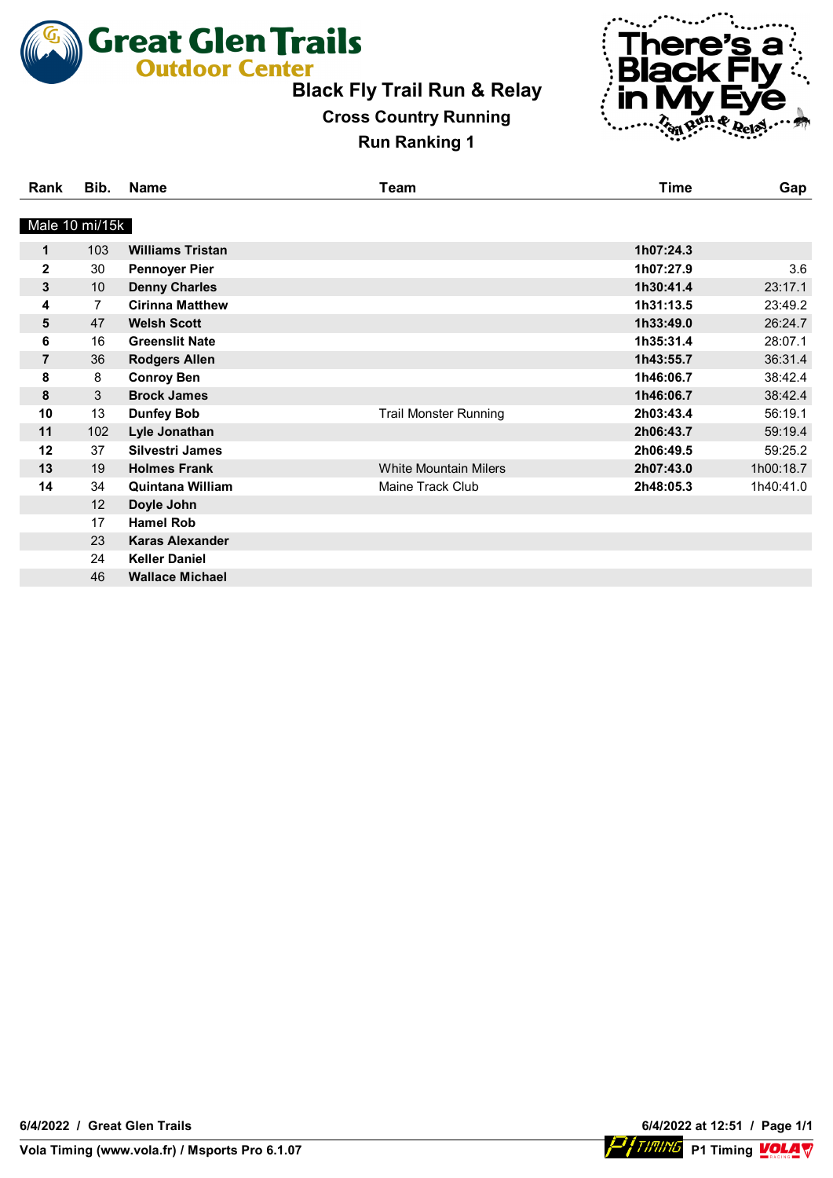# Black Fly Trail Run & Relay

## Cross Country Running

### Run Ranking 1

| Rank | Bib. | Name | Team | Time | Gap |
|---|---|---|---|---|---|
| **Male 10 mi/15k** | | | | | |
| **1** | 103 | **Williams Tristan** | | **1h07:24.3** | |
| **2** | 30 | **Pennoyer Pier** | | **1h07:27.9** | 3.6 |
| **3** | 10 | **Denny Charles** | | **1h30:41.4** | 23:17.1 |
| **4** | 7 | **Cirinna Matthew** | | **1h31:13.5** | 23:49.2 |
| **5** | 47 | **Welsh Scott** | | **1h33:49.0** | 26:24.7 |
| **6** | 16 | **Greenslit Nate** | | **1h35:31.4** | 28:07.1 |
| **7** | 36 | **Rodgers Allen** | | **1h43:55.7** | 36:31.4 |
| **8** | 8 | **Conroy Ben** | | **1h46:06.7** | 38:42.4 |
| **8** | 3 | **Brock James** | | **1h46:06.7** | 38:42.4 |
| **10** | 13 | **Dunfey Bob** | Trail Monster Running | **2h03:43.4** | 56:19.1 |
| **11** | 102 | **Lyle Jonathan** | | **2h06:43.7** | 59:19.4 |
| **12** | 37 | **Silvestri James** | | **2h06:49.5** | 59:25.2 |
| **13** | 19 | **Holmes Frank** | White Mountain Milers | **2h07:43.0** | 1h00:18.7 |
| **14** | 34 | **Quintana William** | Maine Track Club | **2h48:05.3** | 1h40:41.0 |
| | 12 | **Doyle John** | | | |
| | 17 | **Hamel Rob** | | | |
| | 23 | **Karas Alexander** | | | |
| | 24 | **Keller Daniel** | | | |
| | 46 | **Wallace Michael** | | | |

**6/4/2022 / Great Glen Trails** — **6/4/2022 at 12:51**

**Vola Timing (www.vola.fr) / Msports Pro 6.1.07** — **P1 Timing**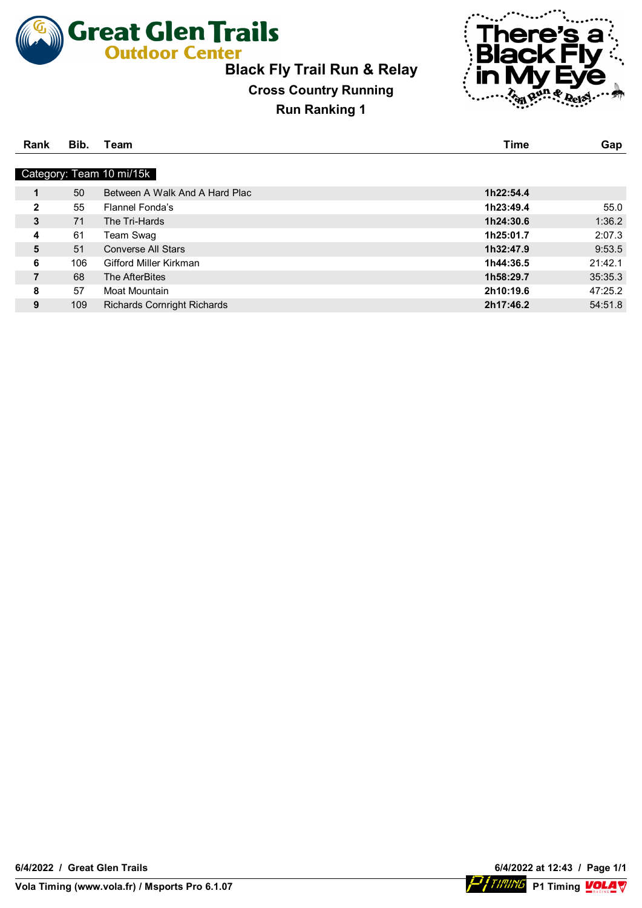# Great Glen Trails Outdoor Center

## Black Fly Trail Run & Relay

### Cross Country Running

### Run Ranking 1

| Rank | Bib. | Team | Time | Gap |
|---|---|---|---|---|
| **Category: Team 10 mi/15k** | | | | |
| **1** | 50 | Between A Walk And A Hard Plac | **1h22:54.4** | |
| **2** | 55 | Flannel Fonda's | **1h23:49.4** | 55.0 |
| **3** | 71 | The Tri-Hards | **1h24:30.6** | 1:36.2 |
| **4** | 61 | Team Swag | **1h25:01.7** | 2:07.3 |
| **5** | 51 | Converse All Stars | **1h32:47.9** | 9:53.5 |
| **6** | 106 | Gifford Miller Kirkman | **1h44:36.5** | 21:42.1 |
| **7** | 68 | The AfterBites | **1h58:29.7** | 35:35.3 |
| **8** | 57 | Moat Mountain | **2h10:19.6** | 47:25.2 |
| **9** | 109 | Richards Cornright Richards | **2h17:46.2** | 54:51.8 |